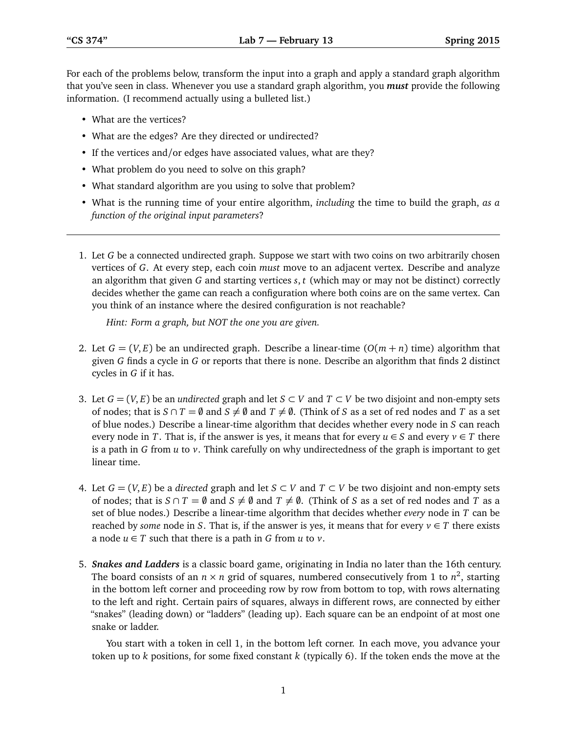For each of the problems below, transform the input into a graph and apply a standard graph algorithm that you've seen in class. Whenever you use a standard graph algorithm, you ***must*** provide the following information. (I recommend actually using a bulleted list.)

- What are the vertices?
- What are the edges? Are they directed or undirected?
- If the vertices and/or edges have associated values, what are they?
- What problem do you need to solve on this graph?
- What standard algorithm are you using to solve that problem?
- What is the running time of your entire algorithm, *including* the time to build the graph, *as a function of the original input parameters*?

---

1. Let $G$ be a connected undirected graph. Suppose we start with two coins on two arbitrarily chosen vertices of $G$. At every step, each coin *must* move to an adjacent vertex. Describe and analyze an algorithm that given $G$ and starting vertices $s, t$ (which may or may not be distinct) correctly decides whether the game can reach a configuration where both coins are on the same vertex. Can you think of an instance where the desired configuration is not reachable?

   *Hint: Form a graph, but NOT the one you are given.*

2. Let $G = (V, E)$ be an undirected graph. Describe a linear-time ($O(m+n)$ time) algorithm that given $G$ finds a cycle in $G$ or reports that there is none. Describe an algorithm that finds 2 distinct cycles in $G$ if it has.

3. Let $G = (V, E)$ be an *undirected* graph and let $S \subset V$ and $T \subset V$ be two disjoint and non-empty sets of nodes; that is $S \cap T = \emptyset$ and $S \neq \emptyset$ and $T \neq \emptyset$. (Think of $S$ as a set of red nodes and $T$ as a set of blue nodes.) Describe a linear-time algorithm that decides whether every node in $S$ can reach every node in $T$. That is, if the answer is yes, it means that for every $u \in S$ and every $v \in T$ there is a path in $G$ from $u$ to $v$. Think carefully on why undirectedness of the graph is important to get linear time.

4. Let $G = (V, E)$ be a *directed* graph and let $S \subset V$ and $T \subset V$ be two disjoint and non-empty sets of nodes; that is $S \cap T = \emptyset$ and $S \neq \emptyset$ and $T \neq \emptyset$. (Think of $S$ as a set of red nodes and $T$ as a set of blue nodes.) Describe a linear-time algorithm that decides whether *every* node in $T$ can be reached by *some* node in $S$. That is, if the answer is yes, it means that for every $v \in T$ there exists a node $u \in T$ such that there is a path in $G$ from $u$ to $v$.

5. ***Snakes and Ladders*** is a classic board game, originating in India no later than the 16th century. The board consists of an $n \times n$ grid of squares, numbered consecutively from 1 to $n^2$, starting in the bottom left corner and proceeding row by row from bottom to top, with rows alternating to the left and right. Certain pairs of squares, always in different rows, are connected by either "snakes" (leading down) or "ladders" (leading up). Each square can be an endpoint of at most one snake or ladder.

   You start with a token in cell 1, in the bottom left corner. In each move, you advance your token up to $k$ positions, for some fixed constant $k$ (typically 6). If the token ends the move at the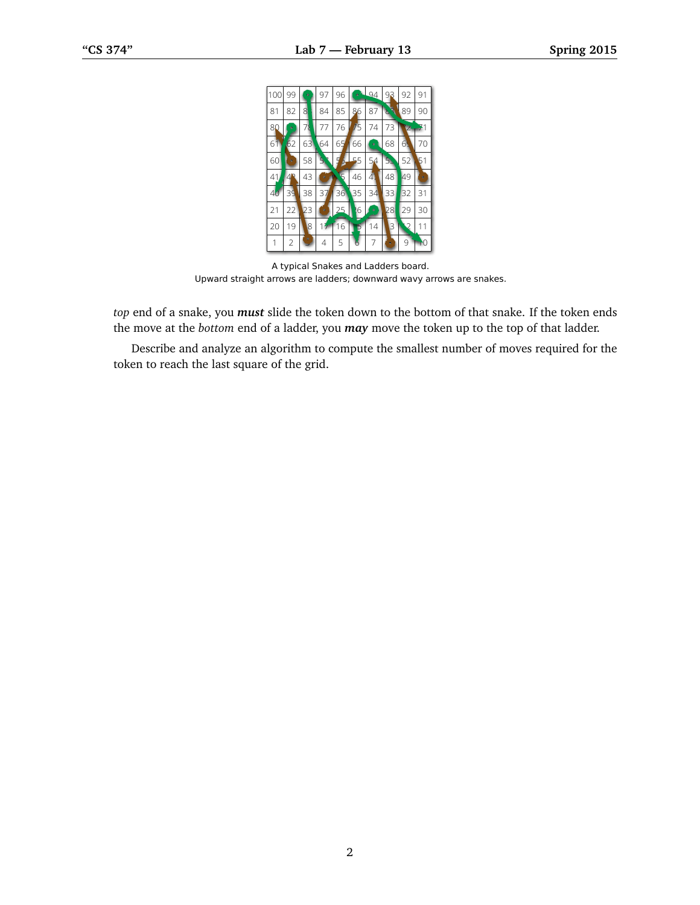A typical Snakes and Ladders board.
Upward straight arrows are ladders; downward wavy arrows are snakes.

*top* end of a snake, you ***must*** slide the token down to the bottom of that snake. If the token ends the move at the *bottom* end of a ladder, you ***may*** move the token up to the top of that ladder.

Describe and analyze an algorithm to compute the smallest number of moves required for the token to reach the last square of the grid.